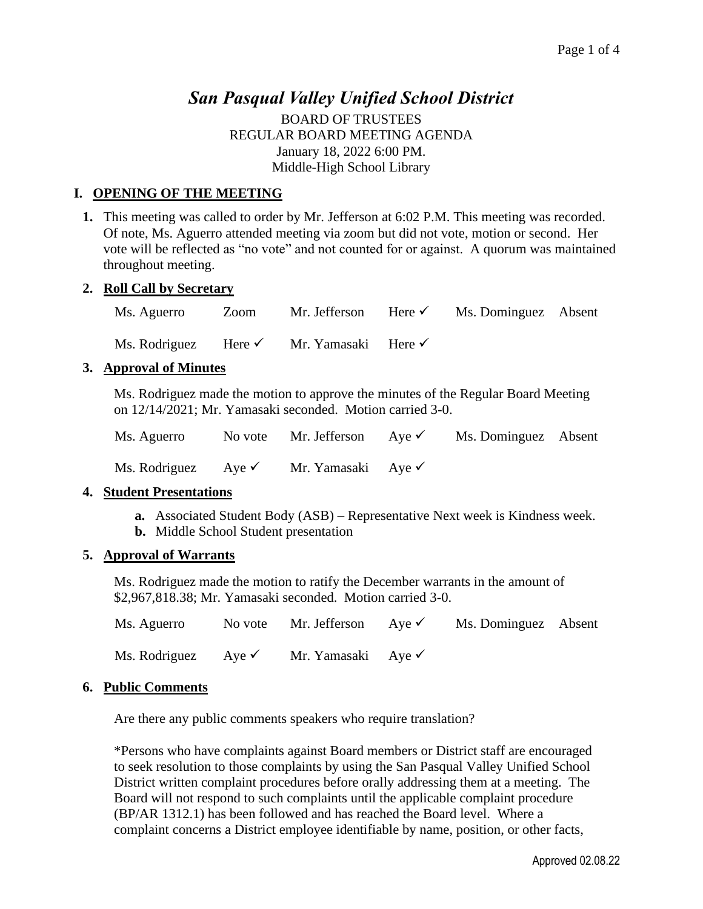# *San Pasqual Valley Unified School District*

BOARD OF TRUSTEES
REGULAR BOARD MEETING AGENDA
January 18, 2022 6:00 PM.
Middle-High School Library

## I. OPENING OF THE MEETING

**1.** This meeting was called to order by Mr. Jefferson at 6:02 P.M. This meeting was recorded. Of note, Ms. Aguerro attended meeting via zoom but did not vote, motion or second. Her vote will be reflected as "no vote" and not counted for or against. A quorum was maintained throughout meeting.

**2. Roll Call by Secretary**

| | | | | | |
|---|---|---|---|---|---|
| Ms. Aguerro | Zoom | Mr. Jefferson | Here ✓ | Ms. Dominguez | Absent |
| Ms. Rodriguez | Here ✓ | Mr. Yamasaki | Here ✓ | | |

**3. Approval of Minutes**

Ms. Rodriguez made the motion to approve the minutes of the Regular Board Meeting on 12/14/2021; Mr. Yamasaki seconded. Motion carried 3-0.

| | | | | | |
|---|---|---|---|---|---|
| Ms. Aguerro | No vote | Mr. Jefferson | Aye ✓ | Ms. Dominguez | Absent |
| Ms. Rodriguez | Aye ✓ | Mr. Yamasaki | Aye ✓ | | |

**4. Student Presentations**

- **a.** Associated Student Body (ASB) – Representative Next week is Kindness week.
- **b.** Middle School Student presentation

**5. Approval of Warrants**

Ms. Rodriguez made the motion to ratify the December warrants in the amount of $2,967,818.38; Mr. Yamasaki seconded. Motion carried 3-0.

| | | | | | |
|---|---|---|---|---|---|
| Ms. Aguerro | No vote | Mr. Jefferson | Aye ✓ | Ms. Dominguez | Absent |
| Ms. Rodriguez | Aye ✓ | Mr. Yamasaki | Aye ✓ | | |

**6. Public Comments**

Are there any public comments speakers who require translation?

*Persons who have complaints against Board members or District staff are encouraged to seek resolution to those complaints by using the San Pasqual Valley Unified School District written complaint procedures before orally addressing them at a meeting. The Board will not respond to such complaints until the applicable complaint procedure (BP/AR 1312.1) has been followed and has reached the Board level. Where a complaint concerns a District employee identifiable by name, position, or other facts,

Approved 02.08.22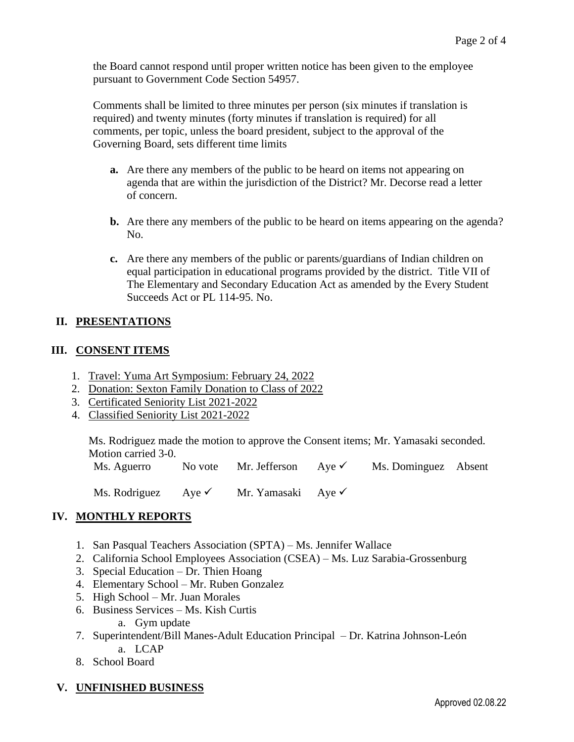the Board cannot respond until proper written notice has been given to the employee pursuant to Government Code Section 54957.

Comments shall be limited to three minutes per person (six minutes if translation is required) and twenty minutes (forty minutes if translation is required) for all comments, per topic, unless the board president, subject to the approval of the Governing Board, sets different time limits

**a.** Are there any members of the public to be heard on items not appearing on agenda that are within the jurisdiction of the District? Mr. Decorse read a letter of concern.

**b.** Are there any members of the public to be heard on items appearing on the agenda? No.

**c.** Are there any members of the public or parents/guardians of Indian children on equal participation in educational programs provided by the district. Title VII of The Elementary and Secondary Education Act as amended by the Every Student Succeeds Act or PL 114-95. No.

## II. PRESENTATIONS

## III. CONSENT ITEMS

1. Travel: Yuma Art Symposium: February 24, 2022
2. Donation: Sexton Family Donation to Class of 2022
3. Certificated Seniority List 2021-2022
4. Classified Seniority List 2021-2022

Ms. Rodriguez made the motion to approve the Consent items; Mr. Yamasaki seconded. Motion carried 3-0.

| | | | | | |
|---|---|---|---|---|---|
| Ms. Aguerro | No vote | Mr. Jefferson | Aye ✓ | Ms. Dominguez | Absent |
| Ms. Rodriguez | Aye ✓ | Mr. Yamasaki | Aye ✓ | | |

## IV. MONTHLY REPORTS

1. San Pasqual Teachers Association (SPTA) – Ms. Jennifer Wallace
2. California School Employees Association (CSEA) – Ms. Luz Sarabia-Grossenburg
3. Special Education – Dr. Thien Hoang
4. Elementary School – Mr. Ruben Gonzalez
5. High School – Mr. Juan Morales
6. Business Services – Ms. Kish Curtis
   a. Gym update
7. Superintendent/Bill Manes-Adult Education Principal – Dr. Katrina Johnson-León
   a. LCAP
8. School Board

## V. UNFINISHED BUSINESS

Approved 02.08.22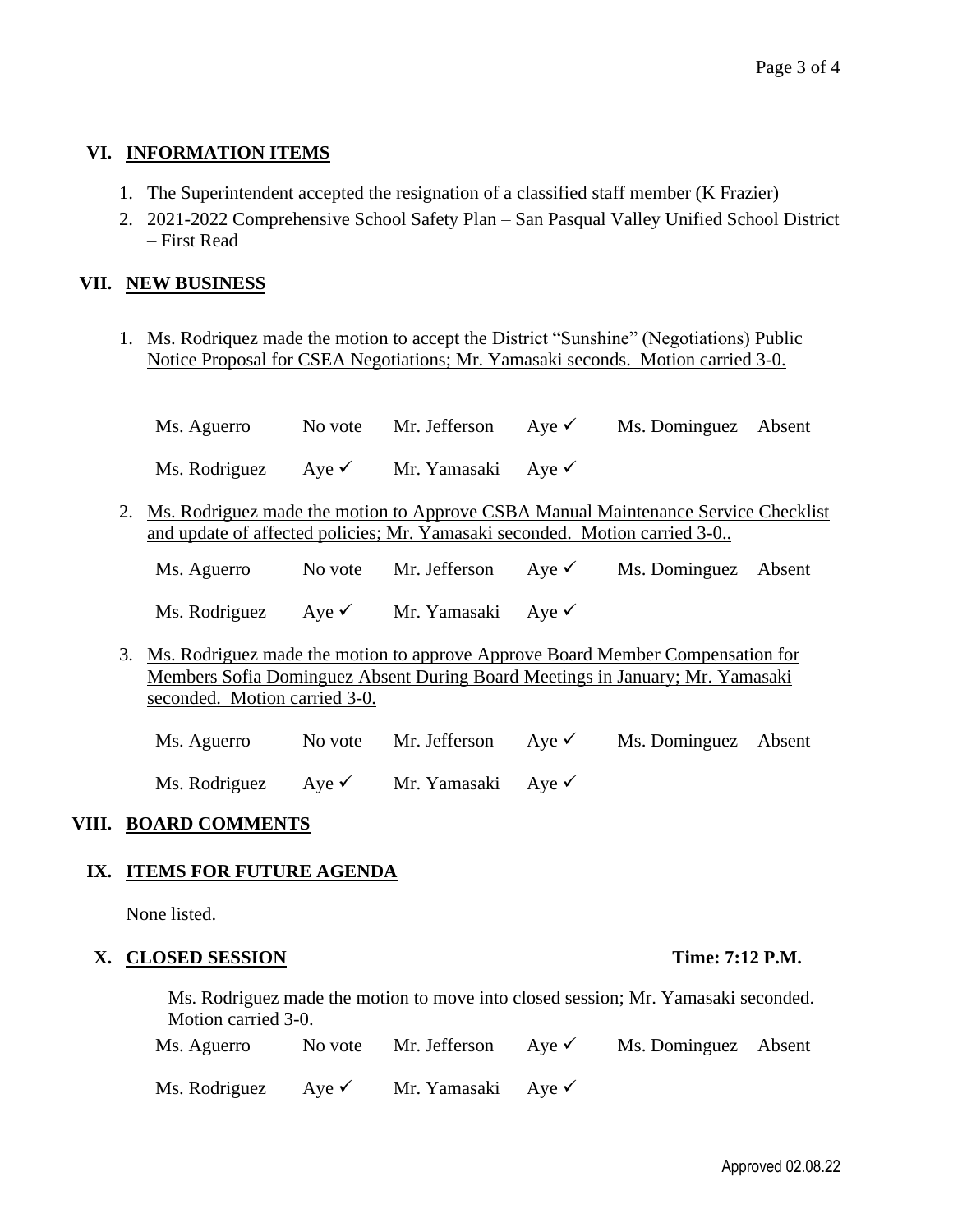## VI. INFORMATION ITEMS

1. The Superintendent accepted the resignation of a classified staff member (K Frazier)
2. 2021-2022 Comprehensive School Safety Plan – San Pasqual Valley Unified School District – First Read

## VII. NEW BUSINESS

1. Ms. Rodriquez made the motion to accept the District "Sunshine" (Negotiations) Public Notice Proposal for CSEA Negotiations; Mr. Yamasaki seconds. Motion carried 3-0.

| | | | | | |
|---|---|---|---|---|---|
| Ms. Aguerro | No vote | Mr. Jefferson | Aye ✓ | Ms. Dominguez | Absent |
| Ms. Rodriguez | Aye ✓ | Mr. Yamasaki | Aye ✓ | | |

2. Ms. Rodriguez made the motion to Approve CSBA Manual Maintenance Service Checklist and update of affected policies; Mr. Yamasaki seconded. Motion carried 3-0..

| | | | | | |
|---|---|---|---|---|---|
| Ms. Aguerro | No vote | Mr. Jefferson | Aye ✓ | Ms. Dominguez | Absent |
| Ms. Rodriguez | Aye ✓ | Mr. Yamasaki | Aye ✓ | | |

3. Ms. Rodriguez made the motion to approve Approve Board Member Compensation for Members Sofia Dominguez Absent During Board Meetings in January; Mr. Yamasaki seconded. Motion carried 3-0.

| | | | | | |
|---|---|---|---|---|---|
| Ms. Aguerro | No vote | Mr. Jefferson | Aye ✓ | Ms. Dominguez | Absent |
| Ms. Rodriguez | Aye ✓ | Mr. Yamasaki | Aye ✓ | | |

## VIII. BOARD COMMENTS

## IX. ITEMS FOR FUTURE AGENDA

None listed.

## X. CLOSED SESSION **Time: 7:12 P.M.**

Ms. Rodriguez made the motion to move into closed session; Mr. Yamasaki seconded. Motion carried 3-0.

| | | | | | |
|---|---|---|---|---|---|
| Ms. Aguerro | No vote | Mr. Jefferson | Aye ✓ | Ms. Dominguez | Absent |
| Ms. Rodriguez | Aye ✓ | Mr. Yamasaki | Aye ✓ | | |

Approved 02.08.22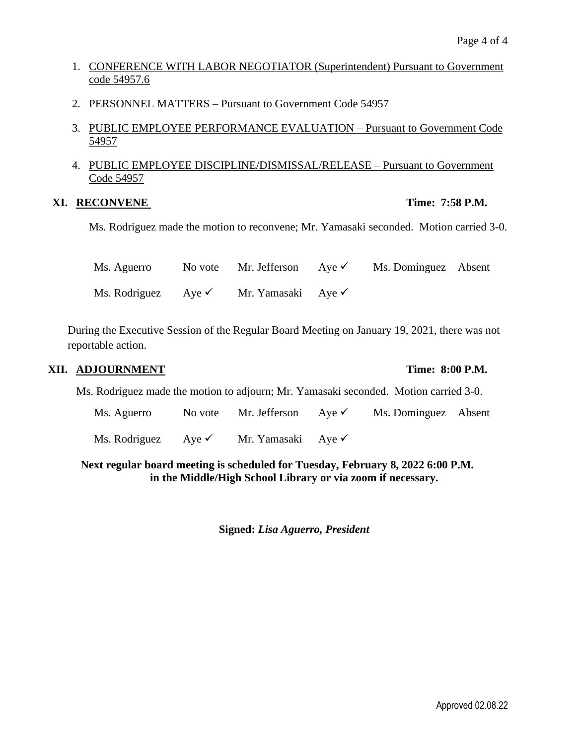1. CONFERENCE WITH LABOR NEGOTIATOR (Superintendent) Pursuant to Government code 54957.6

2. PERSONNEL MATTERS – Pursuant to Government Code 54957

3. PUBLIC EMPLOYEE PERFORMANCE EVALUATION – Pursuant to Government Code 54957

4. PUBLIC EMPLOYEE DISCIPLINE/DISMISSAL/RELEASE – Pursuant to Government Code 54957

## XI. RECONVENE — Time: 7:58 P.M.

Ms. Rodriguez made the motion to reconvene; Mr. Yamasaki seconded. Motion carried 3-0.

| | | | | | |
|---|---|---|---|---|---|
| Ms. Aguerro | No vote | Mr. Jefferson | Aye ✓ | Ms. Dominguez | Absent |
| Ms. Rodriguez | Aye ✓ | Mr. Yamasaki | Aye ✓ | | |

During the Executive Session of the Regular Board Meeting on January 19, 2021, there was not reportable action.

## XII. ADJOURNMENT — Time: 8:00 P.M.

Ms. Rodriguez made the motion to adjourn; Mr. Yamasaki seconded. Motion carried 3-0.

| | | | | | |
|---|---|---|---|---|---|
| Ms. Aguerro | No vote | Mr. Jefferson | Aye ✓ | Ms. Dominguez | Absent |
| Ms. Rodriguez | Aye ✓ | Mr. Yamasaki | Aye ✓ | | |

**Next regular board meeting is scheduled for Tuesday, February 8, 2022 6:00 P.M. in the Middle/High School Library or via zoom if necessary.**

**Signed:** ***Lisa Aguerro, President***

Approved 02.08.22